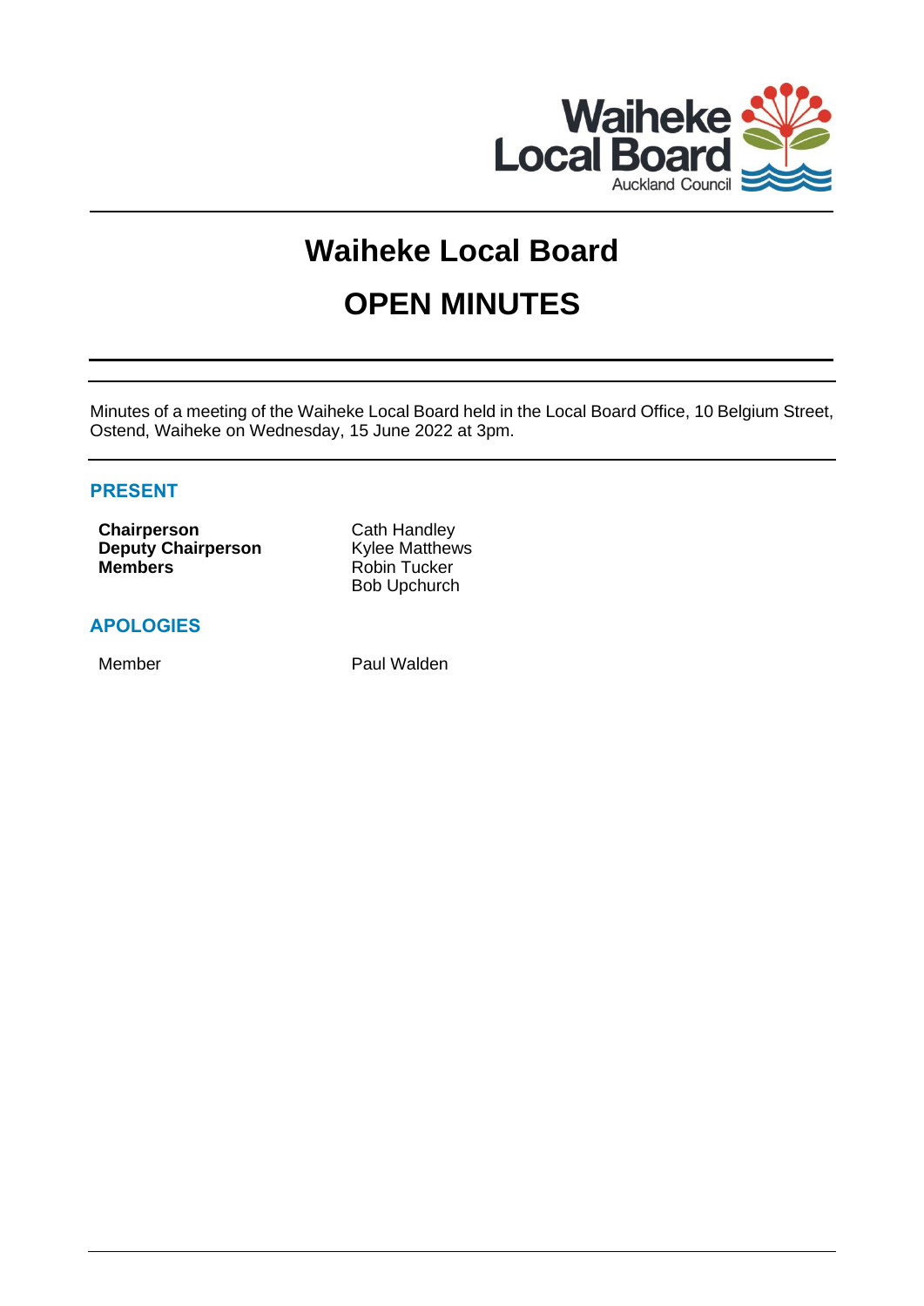# Waiheke Local Board

# OPEN MINUTES

Minutes of a meeting of the Waiheke Local Board held in the Local Board Office, 10 Belgium Street, Ostend, Waiheke on Wednesday, 15 June 2022 at 3pm.

## PRESENT

| | |
|---|---|
| **Chairperson** | Cath Handley |
| **Deputy Chairperson** | Kylee Matthews |
| **Members** | Robin Tucker |
| | Bob Upchurch |

## APOLOGIES

| | |
|---|---|
| Member | Paul Walden |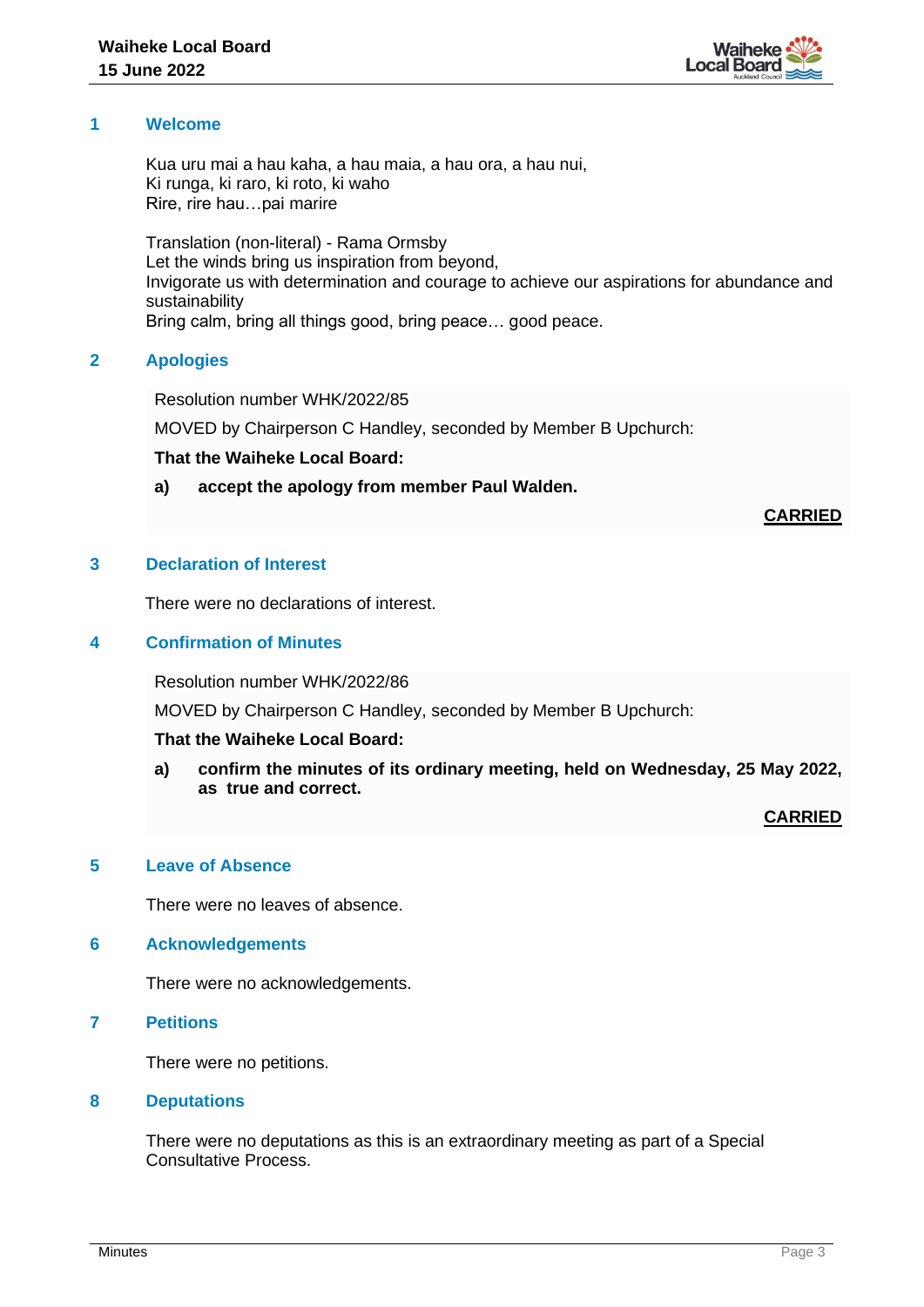## 1 Welcome

Kua uru mai a hau kaha, a hau maia, a hau ora, a hau nui,
Ki runga, ki raro, ki roto, ki waho
Rire, rire hau…pai marire

Translation (non-literal) - Rama Ormsby
Let the winds bring us inspiration from beyond,
Invigorate us with determination and courage to achieve our aspirations for abundance and sustainability
Bring calm, bring all things good, bring peace… good peace.

## 2 Apologies

Resolution number WHK/2022/85

MOVED by Chairperson C Handley, seconded by Member B Upchurch:

**That the Waiheke Local Board:**

**a) accept the apology from member Paul Walden.**

**CARRIED**

## 3 Declaration of Interest

There were no declarations of interest.

## 4 Confirmation of Minutes

Resolution number WHK/2022/86

MOVED by Chairperson C Handley, seconded by Member B Upchurch:

**That the Waiheke Local Board:**

**a) confirm the minutes of its ordinary meeting, held on Wednesday, 25 May 2022, as true and correct.**

**CARRIED**

## 5 Leave of Absence

There were no leaves of absence.

## 6 Acknowledgements

There were no acknowledgements.

## 7 Petitions

There were no petitions.

## 8 Deputations

There were no deputations as this is an extraordinary meeting as part of a Special Consultative Process.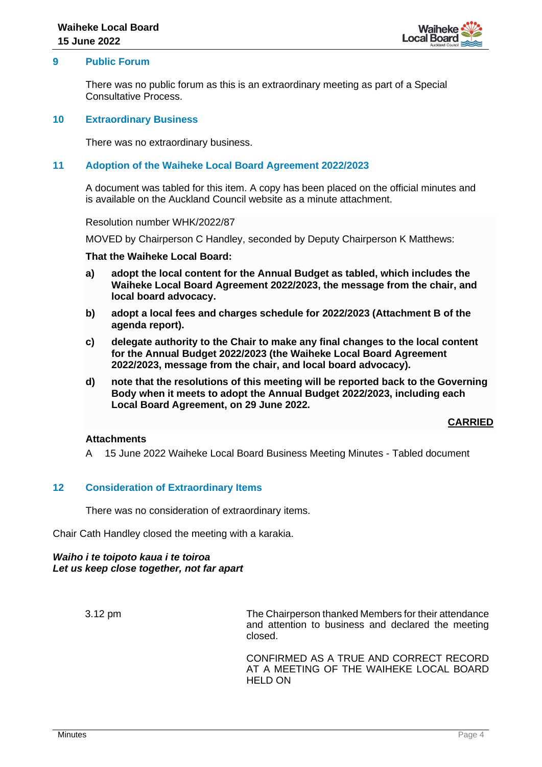## 9 Public Forum

There was no public forum as this is an extraordinary meeting as part of a Special Consultative Process.

## 10 Extraordinary Business

There was no extraordinary business.

## 11 Adoption of the Waiheke Local Board Agreement 2022/2023

A document was tabled for this item. A copy has been placed on the official minutes and is available on the Auckland Council website as a minute attachment.

Resolution number WHK/2022/87

MOVED by Chairperson C Handley, seconded by Deputy Chairperson K Matthews:

**That the Waiheke Local Board:**

**a) adopt the local content for the Annual Budget as tabled, which includes the Waiheke Local Board Agreement 2022/2023, the message from the chair, and local board advocacy.**

**b) adopt a local fees and charges schedule for 2022/2023 (Attachment B of the agenda report).**

**c) delegate authority to the Chair to make any final changes to the local content for the Annual Budget 2022/2023 (the Waiheke Local Board Agreement 2022/2023, message from the chair, and local board advocacy).**

**d) note that the resolutions of this meeting will be reported back to the Governing Body when it meets to adopt the Annual Budget 2022/2023, including each Local Board Agreement, on 29 June 2022.**

**CARRIED**

**Attachments**

A 15 June 2022 Waiheke Local Board Business Meeting Minutes - Tabled document

## 12 Consideration of Extraordinary Items

There was no consideration of extraordinary items.

Chair Cath Handley closed the meeting with a karakia.

***Waiho i te toipoto kaua i te toiroa***
***Let us keep close together, not far apart***

3.12 pm

The Chairperson thanked Members for their attendance and attention to business and declared the meeting closed.

CONFIRMED AS A TRUE AND CORRECT RECORD AT A MEETING OF THE WAIHEKE LOCAL BOARD HELD ON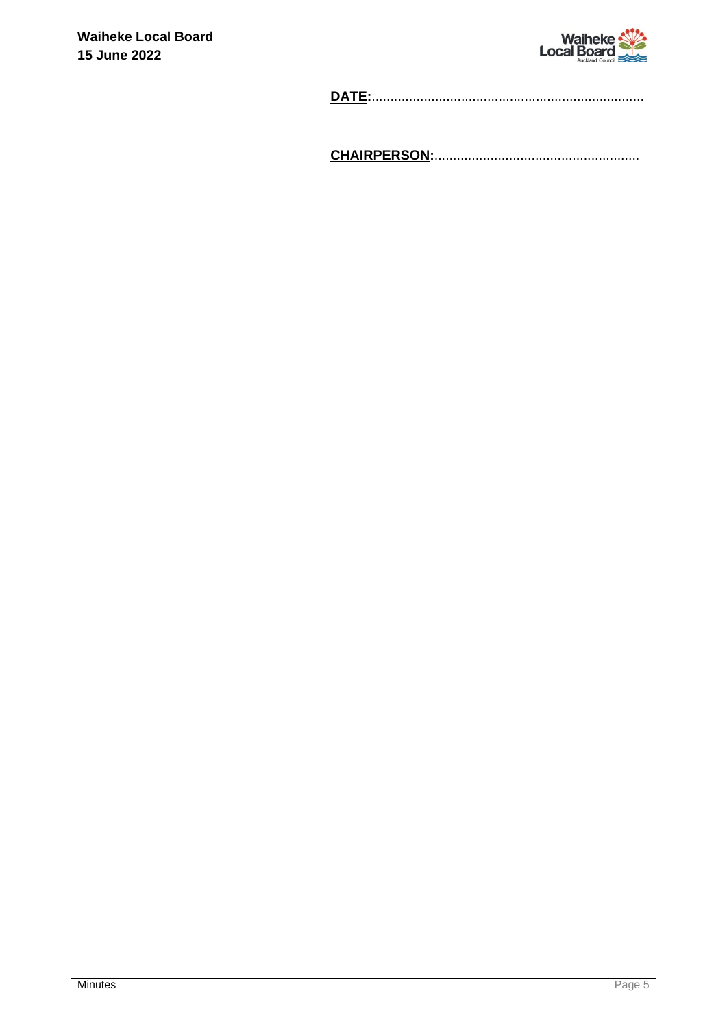**DATE:**.........................................................................

**CHAIRPERSON:**......................................................